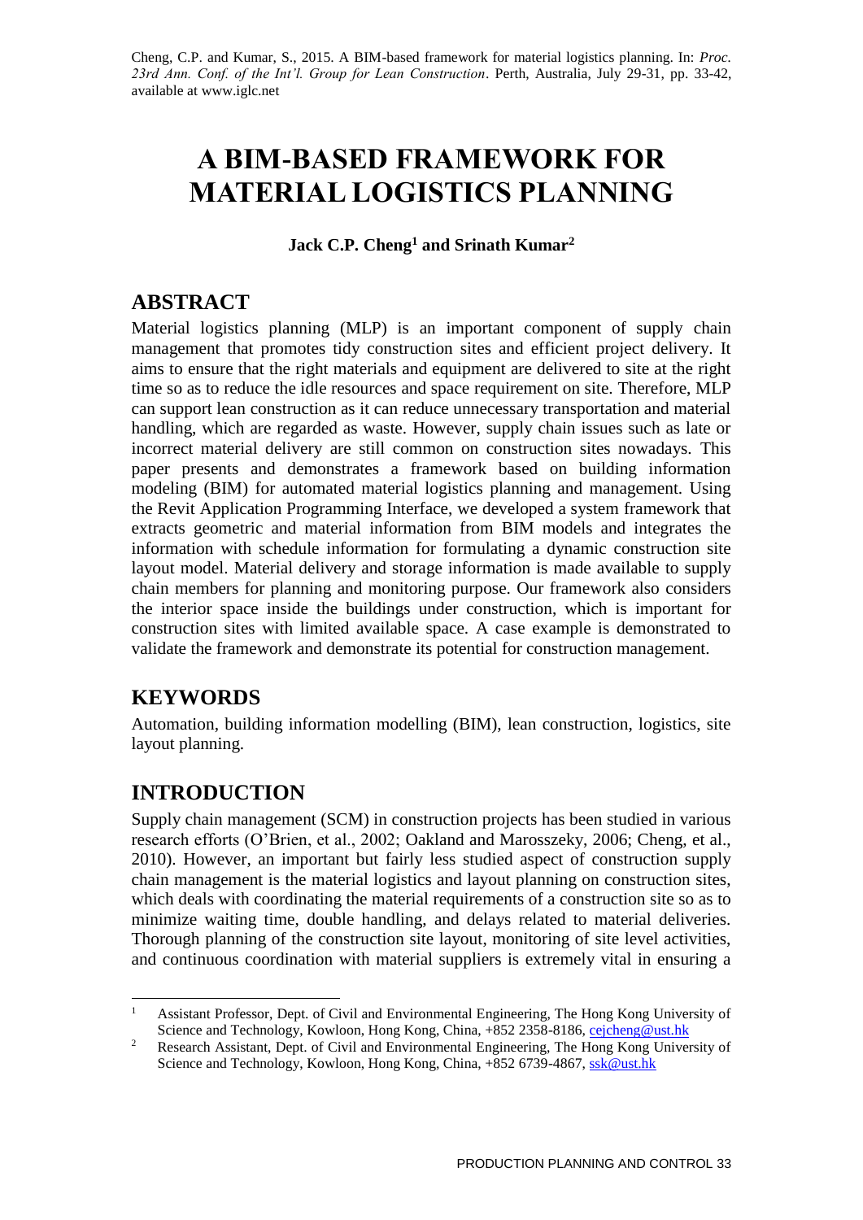Cheng, C.P. and Kumar, S., 2015. A BIM-based framework for material logistics planning. In: *Proc. 23rd Ann. Conf. of the Int'l. Group for Lean Construction*. Perth, Australia, July 29-31, pp. 33-42, available at www.iglc.net

# A BIM-BASED FRAMEWORK FOR MATERIAL LOGISTICS PLANNING

**Jack C.P. Cheng[1] and Srinath Kumar[2]**

## ABSTRACT

Material logistics planning (MLP) is an important component of supply chain management that promotes tidy construction sites and efficient project delivery. It aims to ensure that the right materials and equipment are delivered to site at the right time so as to reduce the idle resources and space requirement on site. Therefore, MLP can support lean construction as it can reduce unnecessary transportation and material handling, which are regarded as waste. However, supply chain issues such as late or incorrect material delivery are still common on construction sites nowadays. This paper presents and demonstrates a framework based on building information modeling (BIM) for automated material logistics planning and management. Using the Revit Application Programming Interface, we developed a system framework that extracts geometric and material information from BIM models and integrates the information with schedule information for formulating a dynamic construction site layout model. Material delivery and storage information is made available to supply chain members for planning and monitoring purpose. Our framework also considers the interior space inside the buildings under construction, which is important for construction sites with limited available space. A case example is demonstrated to validate the framework and demonstrate its potential for construction management.

## KEYWORDS

Automation, building information modelling (BIM), lean construction, logistics, site layout planning.

## INTRODUCTION

Supply chain management (SCM) in construction projects has been studied in various research efforts (O'Brien, et al., 2002; Oakland and Marosszeky, 2006; Cheng, et al., 2010). However, an important but fairly less studied aspect of construction supply chain management is the material logistics and layout planning on construction sites, which deals with coordinating the material requirements of a construction site so as to minimize waiting time, double handling, and delays related to material deliveries. Thorough planning of the construction site layout, monitoring of site level activities, and continuous coordination with material suppliers is extremely vital in ensuring a

[1] Assistant Professor, Dept. of Civil and Environmental Engineering, The Hong Kong University of Science and Technology, Kowloon, Hong Kong, China, +852 2358-8186, cejcheng@ust.hk

[2] Research Assistant, Dept. of Civil and Environmental Engineering, The Hong Kong University of Science and Technology, Kowloon, Hong Kong, China, +852 6739-4867, ssk@ust.hk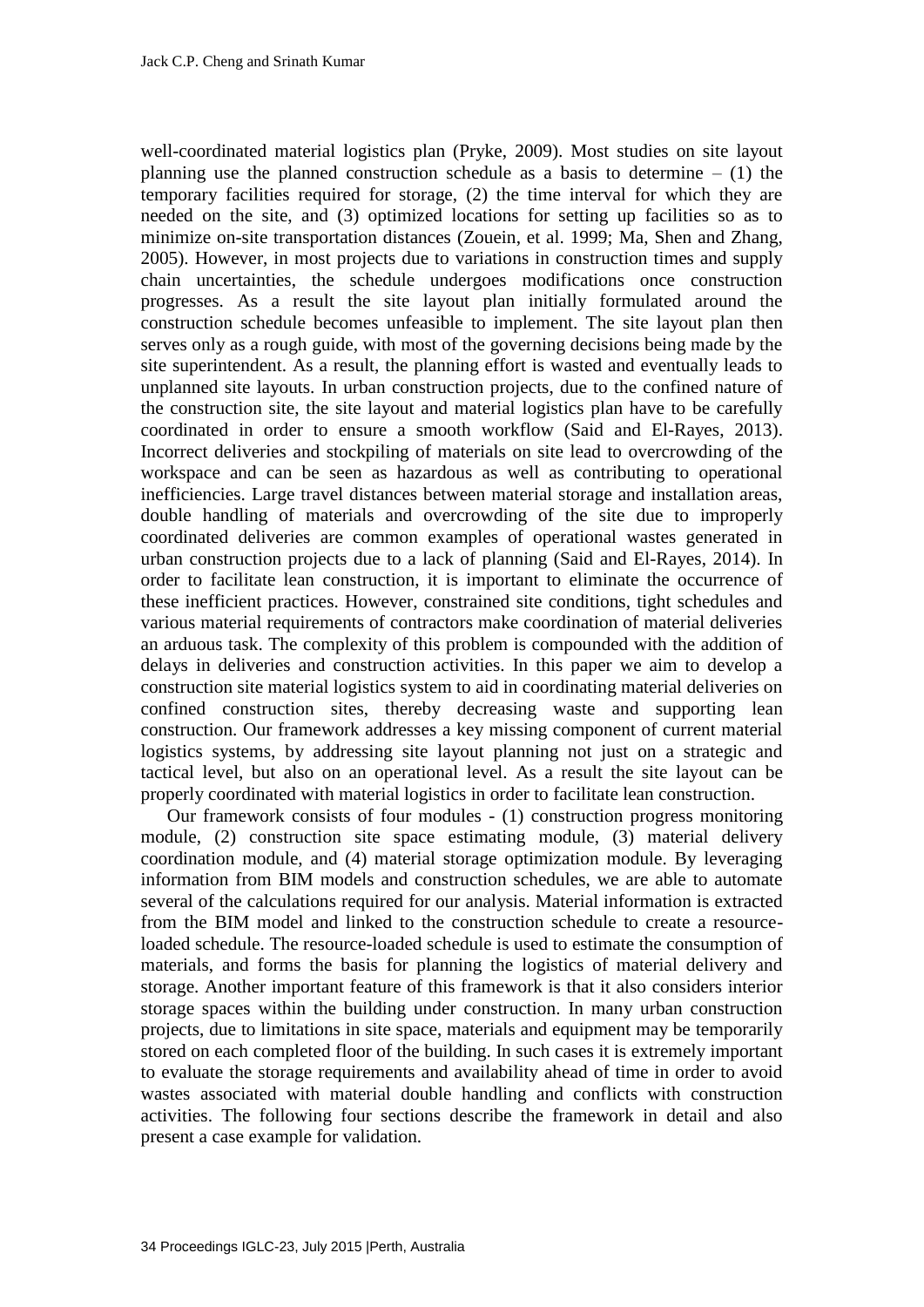well-coordinated material logistics plan (Pryke, 2009). Most studies on site layout planning use the planned construction schedule as a basis to determine – (1) the temporary facilities required for storage, (2) the time interval for which they are needed on the site, and (3) optimized locations for setting up facilities so as to minimize on-site transportation distances (Zouein, et al. 1999; Ma, Shen and Zhang, 2005). However, in most projects due to variations in construction times and supply chain uncertainties, the schedule undergoes modifications once construction progresses. As a result the site layout plan initially formulated around the construction schedule becomes unfeasible to implement. The site layout plan then serves only as a rough guide, with most of the governing decisions being made by the site superintendent. As a result, the planning effort is wasted and eventually leads to unplanned site layouts. In urban construction projects, due to the confined nature of the construction site, the site layout and material logistics plan have to be carefully coordinated in order to ensure a smooth workflow (Said and El-Rayes, 2013). Incorrect deliveries and stockpiling of materials on site lead to overcrowding of the workspace and can be seen as hazardous as well as contributing to operational inefficiencies. Large travel distances between material storage and installation areas, double handling of materials and overcrowding of the site due to improperly coordinated deliveries are common examples of operational wastes generated in urban construction projects due to a lack of planning (Said and El-Rayes, 2014). In order to facilitate lean construction, it is important to eliminate the occurrence of these inefficient practices. However, constrained site conditions, tight schedules and various material requirements of contractors make coordination of material deliveries an arduous task. The complexity of this problem is compounded with the addition of delays in deliveries and construction activities. In this paper we aim to develop a construction site material logistics system to aid in coordinating material deliveries on confined construction sites, thereby decreasing waste and supporting lean construction. Our framework addresses a key missing component of current material logistics systems, by addressing site layout planning not just on a strategic and tactical level, but also on an operational level. As a result the site layout can be properly coordinated with material logistics in order to facilitate lean construction.

Our framework consists of four modules - (1) construction progress monitoring module, (2) construction site space estimating module, (3) material delivery coordination module, and (4) material storage optimization module. By leveraging information from BIM models and construction schedules, we are able to automate several of the calculations required for our analysis. Material information is extracted from the BIM model and linked to the construction schedule to create a resource-loaded schedule. The resource-loaded schedule is used to estimate the consumption of materials, and forms the basis for planning the logistics of material delivery and storage. Another important feature of this framework is that it also considers interior storage spaces within the building under construction. In many urban construction projects, due to limitations in site space, materials and equipment may be temporarily stored on each completed floor of the building. In such cases it is extremely important to evaluate the storage requirements and availability ahead of time in order to avoid wastes associated with material double handling and conflicts with construction activities. The following four sections describe the framework in detail and also present a case example for validation.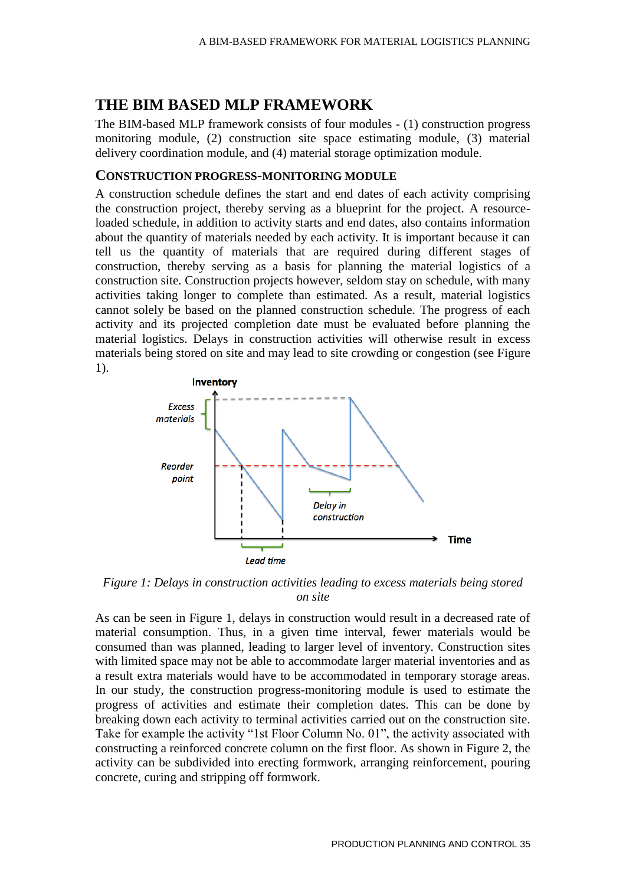## THE BIM BASED MLP FRAMEWORK

The BIM-based MLP framework consists of four modules - (1) construction progress monitoring module, (2) construction site space estimating module, (3) material delivery coordination module, and (4) material storage optimization module.

### CONSTRUCTION PROGRESS-MONITORING MODULE

A construction schedule defines the start and end dates of each activity comprising the construction project, thereby serving as a blueprint for the project. A resource-loaded schedule, in addition to activity starts and end dates, also contains information about the quantity of materials needed by each activity. It is important because it can tell us the quantity of materials that are required during different stages of construction, thereby serving as a basis for planning the material logistics of a construction site. Construction projects however, seldom stay on schedule, with many activities taking longer to complete than estimated. As a result, material logistics cannot solely be based on the planned construction schedule. The progress of each activity and its projected completion date must be evaluated before planning the material logistics. Delays in construction activities will otherwise result in excess materials being stored on site and may lead to site crowding or congestion (see Figure 1).

*Figure 1: Delays in construction activities leading to excess materials being stored on site*

As can be seen in Figure 1, delays in construction would result in a decreased rate of material consumption. Thus, in a given time interval, fewer materials would be consumed than was planned, leading to larger level of inventory. Construction sites with limited space may not be able to accommodate larger material inventories and as a result extra materials would have to be accommodated in temporary storage areas. In our study, the construction progress-monitoring module is used to estimate the progress of activities and estimate their completion dates. This can be done by breaking down each activity to terminal activities carried out on the construction site. Take for example the activity "1st Floor Column No. 01", the activity associated with constructing a reinforced concrete column on the first floor. As shown in Figure 2, the activity can be subdivided into erecting formwork, arranging reinforcement, pouring concrete, curing and stripping off formwork.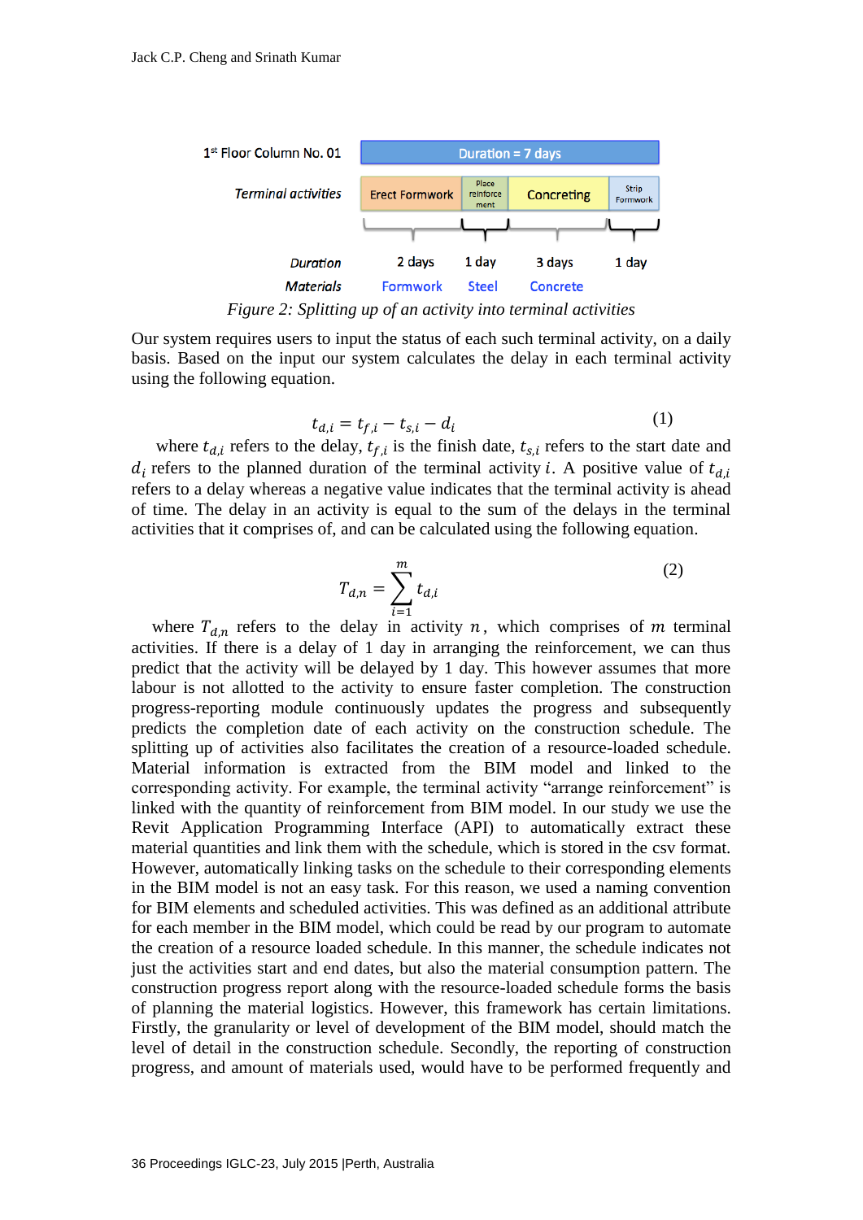1st Floor Column No. 01 — Duration = 7 days

| Terminal activities | Erect Formwork | Place reinforcement | Concreting | Strip Formwork |
|---|---|---|---|---|
| Duration | 2 days | 1 day | 3 days | 1 day |
| Materials | Formwork | Steel | Concrete | |

*Figure 2: Splitting up of an activity into terminal activities*

Our system requires users to input the status of each such terminal activity, on a daily basis. Based on the input our system calculates the delay in each terminal activity using the following equation.

$$t_{d,i} = t_{f,i} - t_{s,i} - d_i \tag{1}$$

where $t_{d,i}$ refers to the delay, $t_{f,i}$ is the finish date, $t_{s,i}$ refers to the start date and $d_i$ refers to the planned duration of the terminal activity $i$. A positive value of $t_{d,i}$ refers to a delay whereas a negative value indicates that the terminal activity is ahead of time. The delay in an activity is equal to the sum of the delays in the terminal activities that it comprises of, and can be calculated using the following equation.

$$T_{d,n} = \sum_{i=1}^{m} t_{d,i} \tag{2}$$

where $T_{d,n}$ refers to the delay in activity $n$, which comprises of $m$ terminal activities. If there is a delay of 1 day in arranging the reinforcement, we can thus predict that the activity will be delayed by 1 day. This however assumes that more labour is not allotted to the activity to ensure faster completion. The construction progress-reporting module continuously updates the progress and subsequently predicts the completion date of each activity on the construction schedule. The splitting up of activities also facilitates the creation of a resource-loaded schedule. Material information is extracted from the BIM model and linked to the corresponding activity. For example, the terminal activity "arrange reinforcement" is linked with the quantity of reinforcement from BIM model. In our study we use the Revit Application Programming Interface (API) to automatically extract these material quantities and link them with the schedule, which is stored in the csv format. However, automatically linking tasks on the schedule to their corresponding elements in the BIM model is not an easy task. For this reason, we used a naming convention for BIM elements and scheduled activities. This was defined as an additional attribute for each member in the BIM model, which could be read by our program to automate the creation of a resource loaded schedule. In this manner, the schedule indicates not just the activities start and end dates, but also the material consumption pattern. The construction progress report along with the resource-loaded schedule forms the basis of planning the material logistics. However, this framework has certain limitations. Firstly, the granularity or level of development of the BIM model, should match the level of detail in the construction schedule. Secondly, the reporting of construction progress, and amount of materials used, would have to be performed frequently and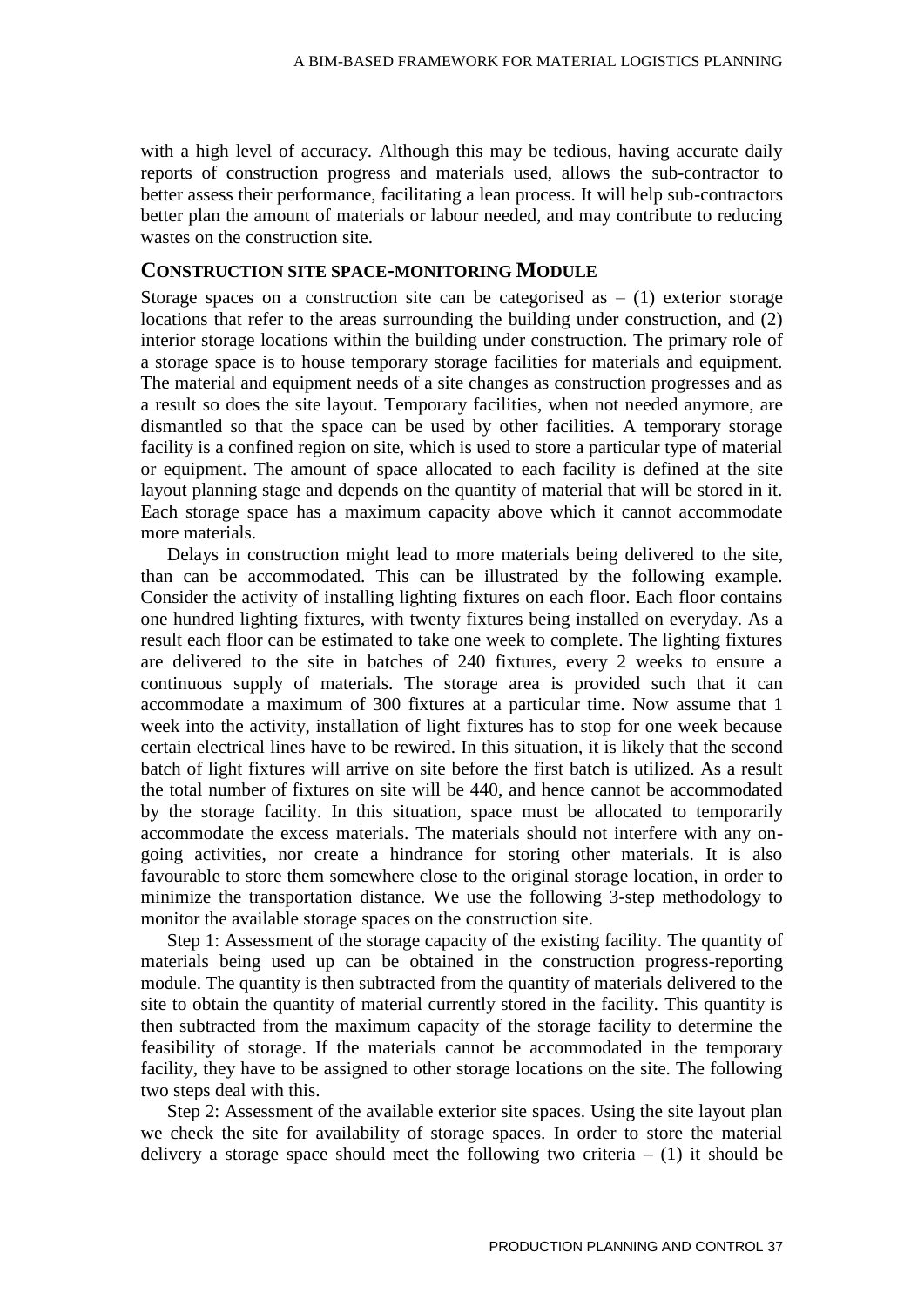with a high level of accuracy. Although this may be tedious, having accurate daily reports of construction progress and materials used, allows the sub-contractor to better assess their performance, facilitating a lean process. It will help sub-contractors better plan the amount of materials or labour needed, and may contribute to reducing wastes on the construction site.

## CONSTRUCTION SITE SPACE-MONITORING MODULE

Storage spaces on a construction site can be categorised as – (1) exterior storage locations that refer to the areas surrounding the building under construction, and (2) interior storage locations within the building under construction. The primary role of a storage space is to house temporary storage facilities for materials and equipment. The material and equipment needs of a site changes as construction progresses and as a result so does the site layout. Temporary facilities, when not needed anymore, are dismantled so that the space can be used by other facilities. A temporary storage facility is a confined region on site, which is used to store a particular type of material or equipment. The amount of space allocated to each facility is defined at the site layout planning stage and depends on the quantity of material that will be stored in it. Each storage space has a maximum capacity above which it cannot accommodate more materials.

Delays in construction might lead to more materials being delivered to the site, than can be accommodated. This can be illustrated by the following example. Consider the activity of installing lighting fixtures on each floor. Each floor contains one hundred lighting fixtures, with twenty fixtures being installed on everyday. As a result each floor can be estimated to take one week to complete. The lighting fixtures are delivered to the site in batches of 240 fixtures, every 2 weeks to ensure a continuous supply of materials. The storage area is provided such that it can accommodate a maximum of 300 fixtures at a particular time. Now assume that 1 week into the activity, installation of light fixtures has to stop for one week because certain electrical lines have to be rewired. In this situation, it is likely that the second batch of light fixtures will arrive on site before the first batch is utilized. As a result the total number of fixtures on site will be 440, and hence cannot be accommodated by the storage facility. In this situation, space must be allocated to temporarily accommodate the excess materials. The materials should not interfere with any on-going activities, nor create a hindrance for storing other materials. It is also favourable to store them somewhere close to the original storage location, in order to minimize the transportation distance. We use the following 3-step methodology to monitor the available storage spaces on the construction site.

Step 1: Assessment of the storage capacity of the existing facility. The quantity of materials being used up can be obtained in the construction progress-reporting module. The quantity is then subtracted from the quantity of materials delivered to the site to obtain the quantity of material currently stored in the facility. This quantity is then subtracted from the maximum capacity of the storage facility to determine the feasibility of storage. If the materials cannot be accommodated in the temporary facility, they have to be assigned to other storage locations on the site. The following two steps deal with this.

Step 2: Assessment of the available exterior site spaces. Using the site layout plan we check the site for availability of storage spaces. In order to store the material delivery a storage space should meet the following two criteria – (1) it should be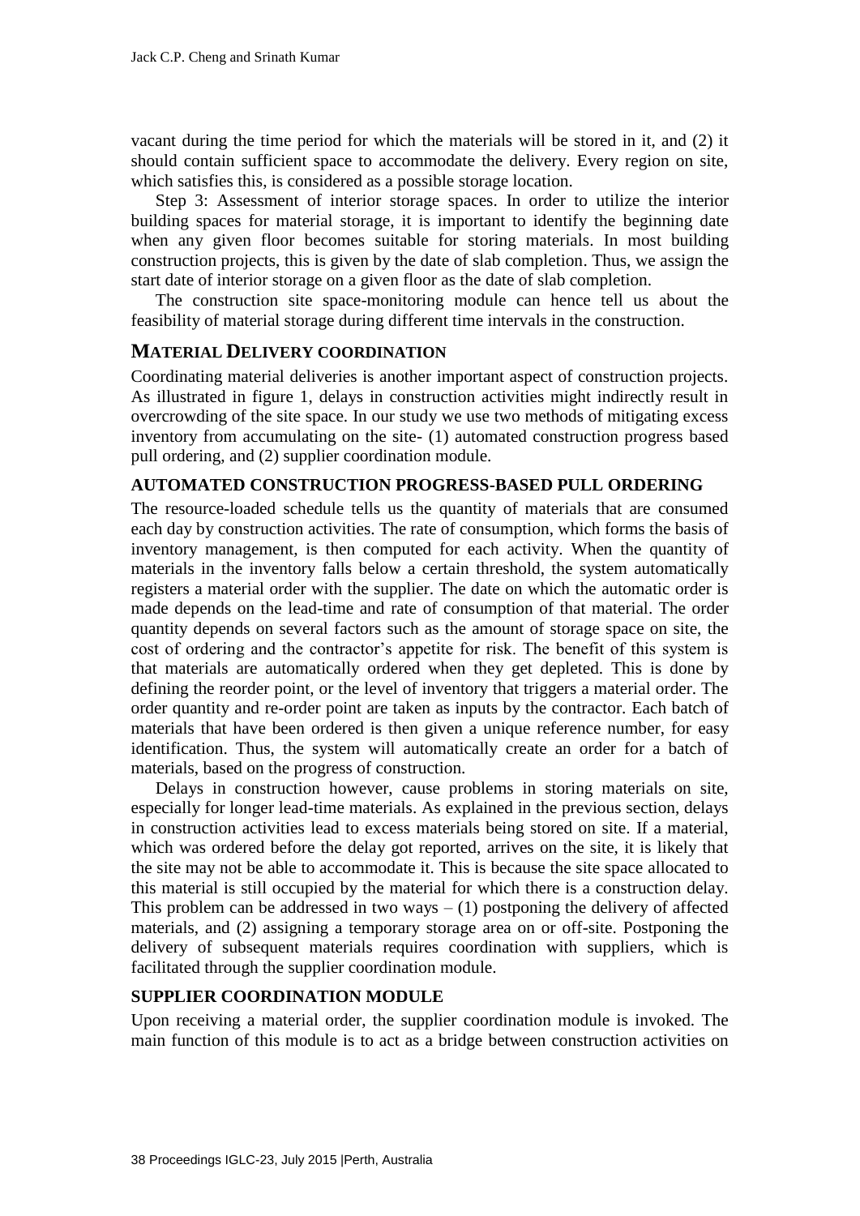vacant during the time period for which the materials will be stored in it, and (2) it should contain sufficient space to accommodate the delivery. Every region on site, which satisfies this, is considered as a possible storage location.

Step 3: Assessment of interior storage spaces. In order to utilize the interior building spaces for material storage, it is important to identify the beginning date when any given floor becomes suitable for storing materials. In most building construction projects, this is given by the date of slab completion. Thus, we assign the start date of interior storage on a given floor as the date of slab completion.

The construction site space-monitoring module can hence tell us about the feasibility of material storage during different time intervals in the construction.

## MATERIAL DELIVERY COORDINATION

Coordinating material deliveries is another important aspect of construction projects. As illustrated in figure 1, delays in construction activities might indirectly result in overcrowding of the site space. In our study we use two methods of mitigating excess inventory from accumulating on the site- (1) automated construction progress based pull ordering, and (2) supplier coordination module.

### AUTOMATED CONSTRUCTION PROGRESS-BASED PULL ORDERING

The resource-loaded schedule tells us the quantity of materials that are consumed each day by construction activities. The rate of consumption, which forms the basis of inventory management, is then computed for each activity. When the quantity of materials in the inventory falls below a certain threshold, the system automatically registers a material order with the supplier. The date on which the automatic order is made depends on the lead-time and rate of consumption of that material. The order quantity depends on several factors such as the amount of storage space on site, the cost of ordering and the contractor's appetite for risk. The benefit of this system is that materials are automatically ordered when they get depleted. This is done by defining the reorder point, or the level of inventory that triggers a material order. The order quantity and re-order point are taken as inputs by the contractor. Each batch of materials that have been ordered is then given a unique reference number, for easy identification. Thus, the system will automatically create an order for a batch of materials, based on the progress of construction.

Delays in construction however, cause problems in storing materials on site, especially for longer lead-time materials. As explained in the previous section, delays in construction activities lead to excess materials being stored on site. If a material, which was ordered before the delay got reported, arrives on the site, it is likely that the site may not be able to accommodate it. This is because the site space allocated to this material is still occupied by the material for which there is a construction delay. This problem can be addressed in two ways – (1) postponing the delivery of affected materials, and (2) assigning a temporary storage area on or off-site. Postponing the delivery of subsequent materials requires coordination with suppliers, which is facilitated through the supplier coordination module.

### SUPPLIER COORDINATION MODULE

Upon receiving a material order, the supplier coordination module is invoked. The main function of this module is to act as a bridge between construction activities on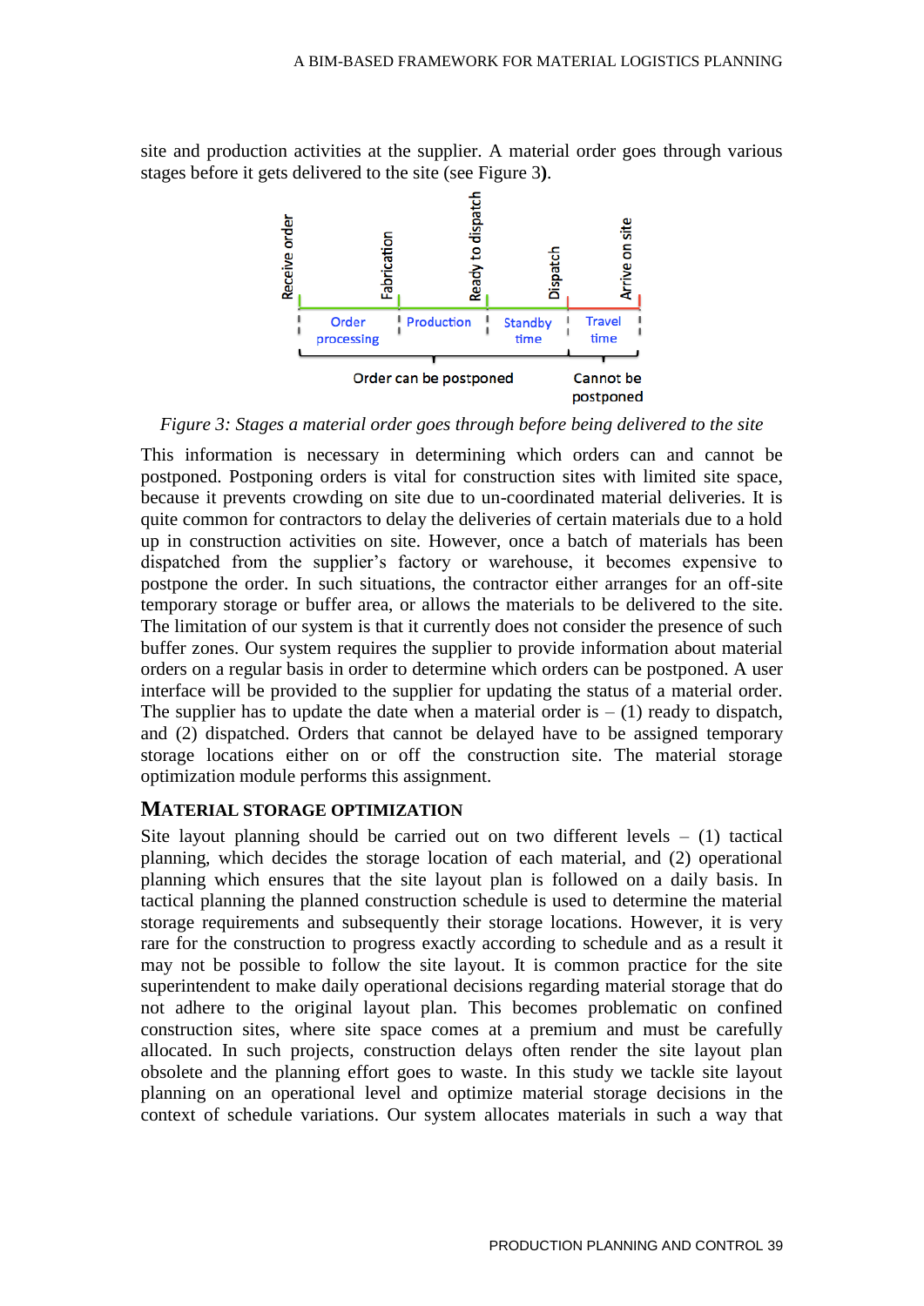site and production activities at the supplier. A material order goes through various stages before it gets delivered to the site (see Figure 3).

Figure 3: Stages a material order goes through before being delivered to the site

This information is necessary in determining which orders can and cannot be postponed. Postponing orders is vital for construction sites with limited site space, because it prevents crowding on site due to un-coordinated material deliveries. It is quite common for contractors to delay the deliveries of certain materials due to a hold up in construction activities on site. However, once a batch of materials has been dispatched from the supplier's factory or warehouse, it becomes expensive to postpone the order. In such situations, the contractor either arranges for an off-site temporary storage or buffer area, or allows the materials to be delivered to the site. The limitation of our system is that it currently does not consider the presence of such buffer zones. Our system requires the supplier to provide information about material orders on a regular basis in order to determine which orders can be postponed. A user interface will be provided to the supplier for updating the status of a material order. The supplier has to update the date when a material order is – (1) ready to dispatch, and (2) dispatched. Orders that cannot be delayed have to be assigned temporary storage locations either on or off the construction site. The material storage optimization module performs this assignment.

## MATERIAL STORAGE OPTIMIZATION

Site layout planning should be carried out on two different levels – (1) tactical planning, which decides the storage location of each material, and (2) operational planning which ensures that the site layout plan is followed on a daily basis. In tactical planning the planned construction schedule is used to determine the material storage requirements and subsequently their storage locations. However, it is very rare for the construction to progress exactly according to schedule and as a result it may not be possible to follow the site layout. It is common practice for the site superintendent to make daily operational decisions regarding material storage that do not adhere to the original layout plan. This becomes problematic on confined construction sites, where site space comes at a premium and must be carefully allocated. In such projects, construction delays often render the site layout plan obsolete and the planning effort goes to waste. In this study we tackle site layout planning on an operational level and optimize material storage decisions in the context of schedule variations. Our system allocates materials in such a way that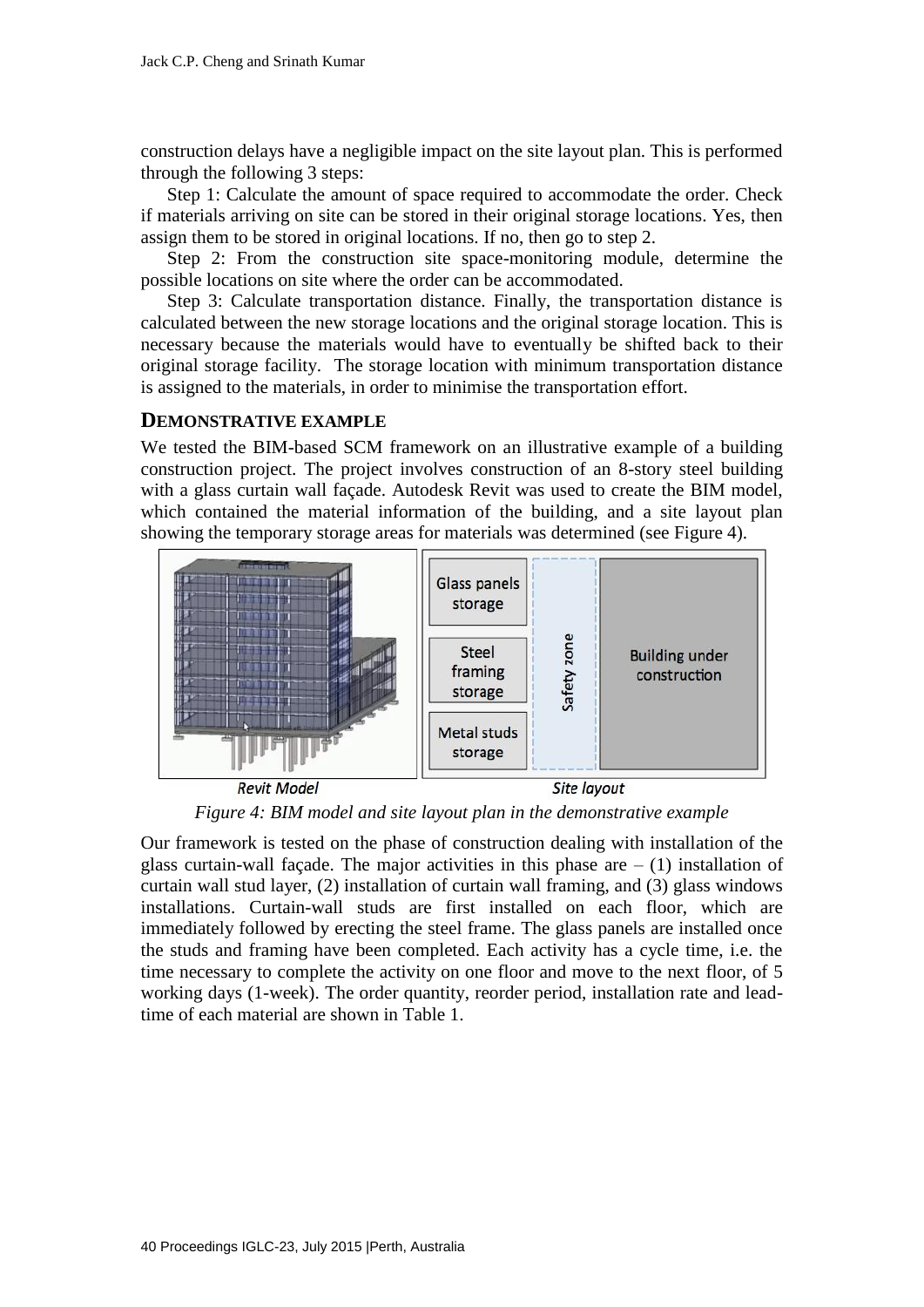construction delays have a negligible impact on the site layout plan. This is performed through the following 3 steps:

Step 1: Calculate the amount of space required to accommodate the order. Check if materials arriving on site can be stored in their original storage locations. Yes, then assign them to be stored in original locations. If no, then go to step 2.

Step 2: From the construction site space-monitoring module, determine the possible locations on site where the order can be accommodated.

Step 3: Calculate transportation distance. Finally, the transportation distance is calculated between the new storage locations and the original storage location. This is necessary because the materials would have to eventually be shifted back to their original storage facility. The storage location with minimum transportation distance is assigned to the materials, in order to minimise the transportation effort.

## DEMONSTRATIVE EXAMPLE

We tested the BIM-based SCM framework on an illustrative example of a building construction project. The project involves construction of an 8-story steel building with a glass curtain wall façade. Autodesk Revit was used to create the BIM model, which contained the material information of the building, and a site layout plan showing the temporary storage areas for materials was determined (see Figure 4).

*Figure 4: BIM model and site layout plan in the demonstrative example*

Our framework is tested on the phase of construction dealing with installation of the glass curtain-wall façade. The major activities in this phase are – (1) installation of curtain wall stud layer, (2) installation of curtain wall framing, and (3) glass windows installations. Curtain-wall studs are first installed on each floor, which are immediately followed by erecting the steel frame. The glass panels are installed once the studs and framing have been completed. Each activity has a cycle time, i.e. the time necessary to complete the activity on one floor and move to the next floor, of 5 working days (1-week). The order quantity, reorder period, installation rate and lead-time of each material are shown in Table 1.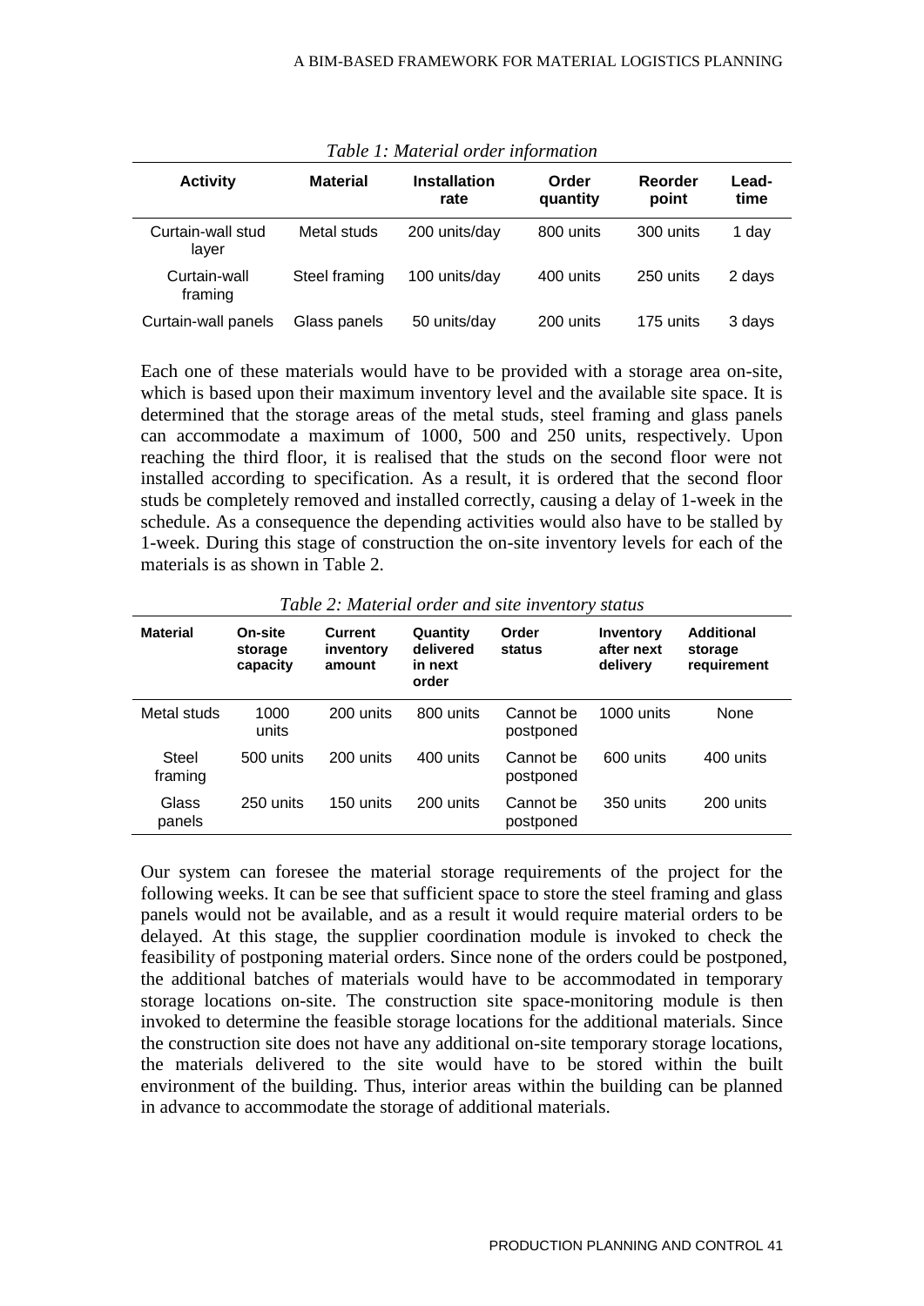*Table 1: Material order information*

| Activity | Material | Installation rate | Order quantity | Reorder point | Lead-time |
|---|---|---|---|---|---|
| Curtain-wall stud layer | Metal studs | 200 units/day | 800 units | 300 units | 1 day |
| Curtain-wall framing | Steel framing | 100 units/day | 400 units | 250 units | 2 days |
| Curtain-wall panels | Glass panels | 50 units/day | 200 units | 175 units | 3 days |

Each one of these materials would have to be provided with a storage area on-site, which is based upon their maximum inventory level and the available site space. It is determined that the storage areas of the metal studs, steel framing and glass panels can accommodate a maximum of 1000, 500 and 250 units, respectively. Upon reaching the third floor, it is realised that the studs on the second floor were not installed according to specification. As a result, it is ordered that the second floor studs be completely removed and installed correctly, causing a delay of 1-week in the schedule. As a consequence the depending activities would also have to be stalled by 1-week. During this stage of construction the on-site inventory levels for each of the materials is as shown in Table 2.

*Table 2: Material order and site inventory status*

| Material | On-site storage capacity | Current inventory amount | Quantity delivered in next order | Order status | Inventory after next delivery | Additional storage requirement |
|---|---|---|---|---|---|---|
| Metal studs | 1000 units | 200 units | 800 units | Cannot be postponed | 1000 units | None |
| Steel framing | 500 units | 200 units | 400 units | Cannot be postponed | 600 units | 400 units |
| Glass panels | 250 units | 150 units | 200 units | Cannot be postponed | 350 units | 200 units |

Our system can foresee the material storage requirements of the project for the following weeks. It can be see that sufficient space to store the steel framing and glass panels would not be available, and as a result it would require material orders to be delayed. At this stage, the supplier coordination module is invoked to check the feasibility of postponing material orders. Since none of the orders could be postponed, the additional batches of materials would have to be accommodated in temporary storage locations on-site. The construction site space-monitoring module is then invoked to determine the feasible storage locations for the additional materials. Since the construction site does not have any additional on-site temporary storage locations, the materials delivered to the site would have to be stored within the built environment of the building. Thus, interior areas within the building can be planned in advance to accommodate the storage of additional materials.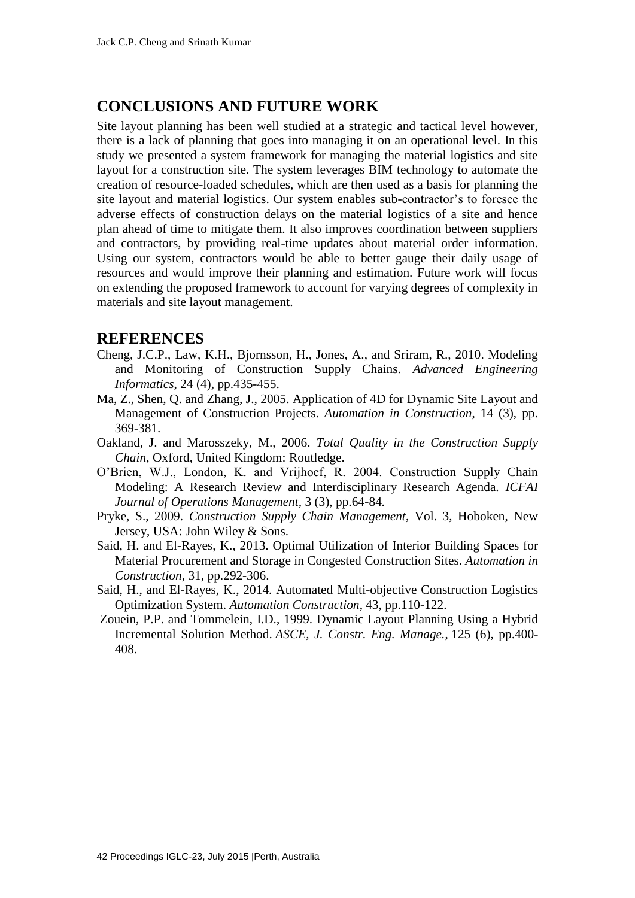## CONCLUSIONS AND FUTURE WORK

Site layout planning has been well studied at a strategic and tactical level however, there is a lack of planning that goes into managing it on an operational level. In this study we presented a system framework for managing the material logistics and site layout for a construction site. The system leverages BIM technology to automate the creation of resource-loaded schedules, which are then used as a basis for planning the site layout and material logistics. Our system enables sub-contractor's to foresee the adverse effects of construction delays on the material logistics of a site and hence plan ahead of time to mitigate them. It also improves coordination between suppliers and contractors, by providing real-time updates about material order information. Using our system, contractors would be able to better gauge their daily usage of resources and would improve their planning and estimation. Future work will focus on extending the proposed framework to account for varying degrees of complexity in materials and site layout management.

## REFERENCES

Cheng, J.C.P., Law, K.H., Bjornsson, H., Jones, A., and Sriram, R., 2010. Modeling and Monitoring of Construction Supply Chains. *Advanced Engineering Informatics*, 24 (4), pp.435-455.

Ma, Z., Shen, Q. and Zhang, J., 2005. Application of 4D for Dynamic Site Layout and Management of Construction Projects. *Automation in Construction*, 14 (3), pp. 369-381.

Oakland, J. and Marosszeky, M., 2006. *Total Quality in the Construction Supply Chain*, Oxford, United Kingdom: Routledge.

O'Brien, W.J., London, K. and Vrijhoef, R. 2004. Construction Supply Chain Modeling: A Research Review and Interdisciplinary Research Agenda. *ICFAI Journal of Operations Management*, 3 (3), pp.64-84.

Pryke, S., 2009. *Construction Supply Chain Management*, Vol. 3, Hoboken, New Jersey, USA: John Wiley & Sons.

Said, H. and El-Rayes, K., 2013. Optimal Utilization of Interior Building Spaces for Material Procurement and Storage in Congested Construction Sites. *Automation in Construction*, 31, pp.292-306.

Said, H., and El-Rayes, K., 2014. Automated Multi-objective Construction Logistics Optimization System. *Automation Construction*, 43, pp.110-122.

Zouein, P.P. and Tommelein, I.D., 1999. Dynamic Layout Planning Using a Hybrid Incremental Solution Method. *ASCE, J. Constr. Eng. Manage.*, 125 (6), pp.400-408.